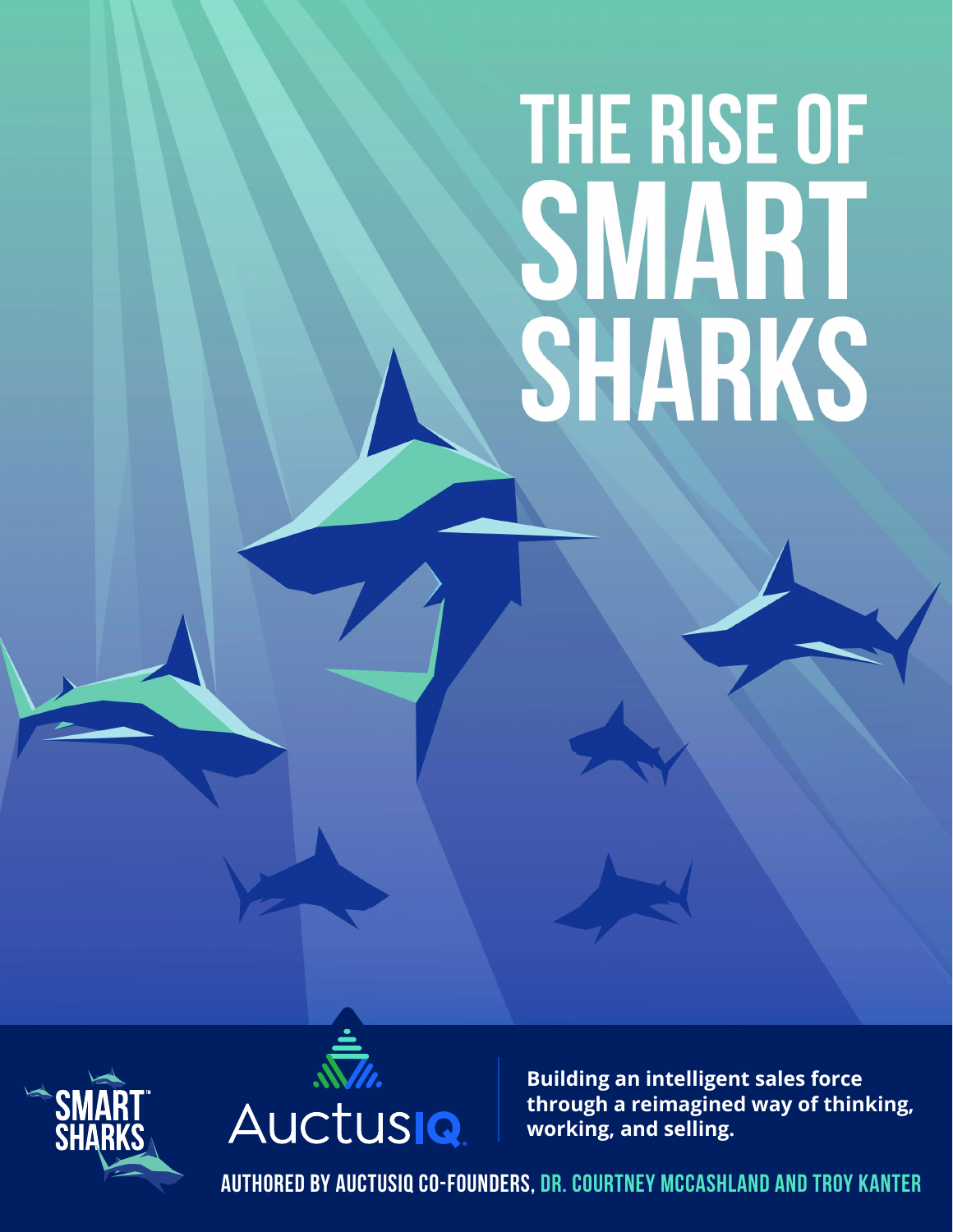# THE RISE OF SMART SHARKS

SMART™ SHARKS

AuctusIQ

**Building an intelligent sales force through a reimagined way of thinking, working, and selling.**

AUTHORED BY AUCTUSIQ CO-FOUNDERS, DR. COURTNEY MCCASHLAND AND TROY KANTER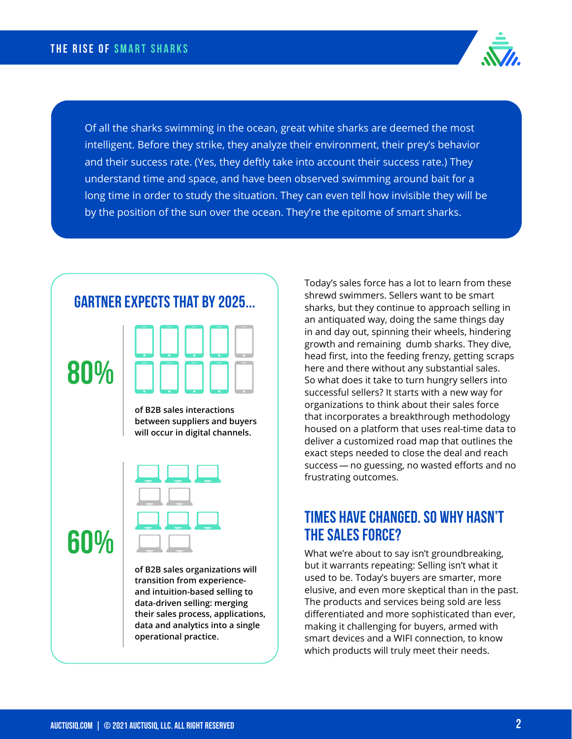Of all the sharks swimming in the ocean, great white sharks are deemed the most intelligent. Before they strike, they analyze their environment, their prey's behavior and their success rate. (Yes, they deftly take into account their success rate.) They understand time and space, and have been observed swimming around bait for a long time in order to study the situation. They can even tell how invisible they will be by the position of the sun over the ocean. They're the epitome of smart sharks.

## GARTNER EXPECTS THAT BY 2025...

**80%** of B2B sales interactions between suppliers and buyers will occur in digital channels.

**60%** of B2B sales organizations will transition from experience- and intuition-based selling to data-driven selling: merging their sales process, applications, data and analytics into a single operational practice.

Today's sales force has a lot to learn from these shrewd swimmers. Sellers want to be smart sharks, but they continue to approach selling in an antiquated way, doing the same things day in and day out, spinning their wheels, hindering growth and remaining dumb sharks. They dive, head first, into the feeding frenzy, getting scraps here and there without any substantial sales. So what does it take to turn hungry sellers into successful sellers? It starts with a new way for organizations to think about their sales force that incorporates a breakthrough methodology housed on a platform that uses real-time data to deliver a customized road map that outlines the exact steps needed to close the deal and reach success — no guessing, no wasted efforts and no frustrating outcomes.

## TIMES HAVE CHANGED. SO WHY HASN'T THE SALES FORCE?

What we're about to say isn't groundbreaking, but it warrants repeating: Selling isn't what it used to be. Today's buyers are smarter, more elusive, and even more skeptical than in the past. The products and services being sold are less differentiated and more sophisticated than ever, making it challenging for buyers, armed with smart devices and a WIFI connection, to know which products will truly meet their needs.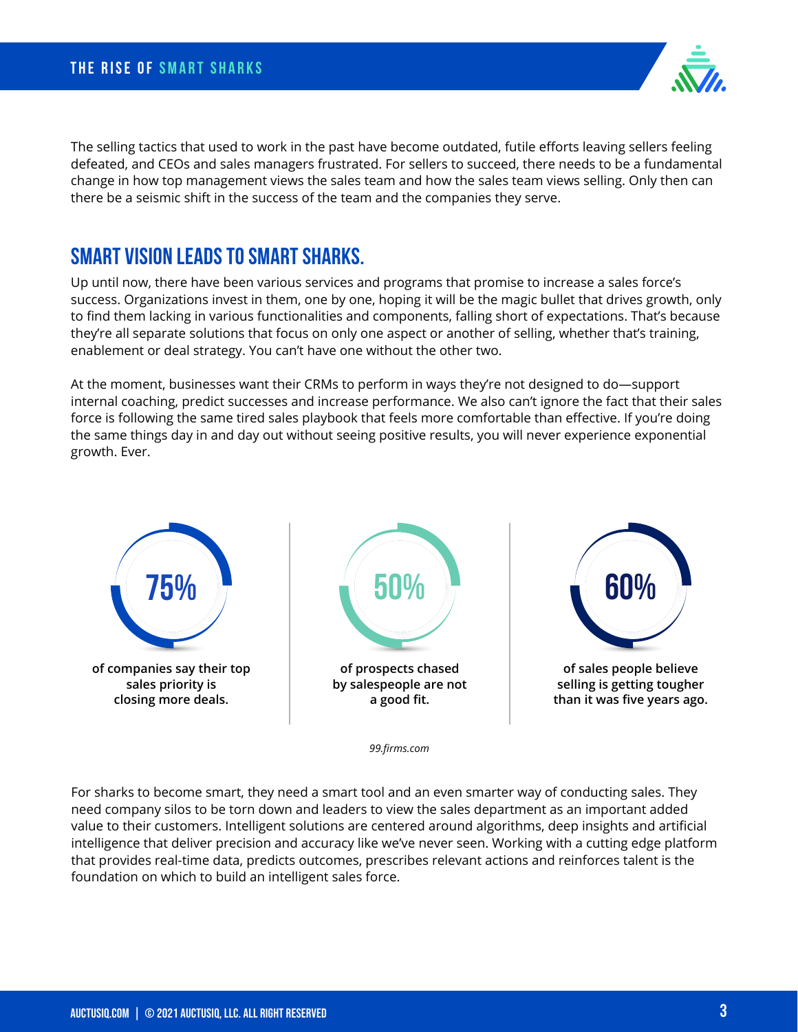The selling tactics that used to work in the past have become outdated, futile efforts leaving sellers feeling defeated, and CEOs and sales managers frustrated. For sellers to succeed, there needs to be a fundamental change in how top management views the sales team and how the sales team views selling. Only then can there be a seismic shift in the success of the team and the companies they serve.

## SMART VISION LEADS TO SMART SHARKS.

Up until now, there have been various services and programs that promise to increase a sales force's success. Organizations invest in them, one by one, hoping it will be the magic bullet that drives growth, only to find them lacking in various functionalities and components, falling short of expectations. That's because they're all separate solutions that focus on only one aspect or another of selling, whether that's training, enablement or deal strategy. You can't have one without the other two.

At the moment, businesses want their CRMs to perform in ways they're not designed to do—support internal coaching, predict successes and increase performance. We also can't ignore the fact that their sales force is following the same tired sales playbook that feels more comfortable than effective. If you're doing the same things day in and day out without seeing positive results, you will never experience exponential growth. Ever.

**75%** of companies say their top sales priority is closing more deals.

**50%** of prospects chased by salespeople are not a good fit.

**60%** of sales people believe selling is getting tougher than it was five years ago.

*99.firms.com*

For sharks to become smart, they need a smart tool and an even smarter way of conducting sales. They need company silos to be torn down and leaders to view the sales department as an important added value to their customers. Intelligent solutions are centered around algorithms, deep insights and artificial intelligence that deliver precision and accuracy like we've never seen. Working with a cutting edge platform that provides real-time data, predicts outcomes, prescribes relevant actions and reinforces talent is the foundation on which to build an intelligent sales force.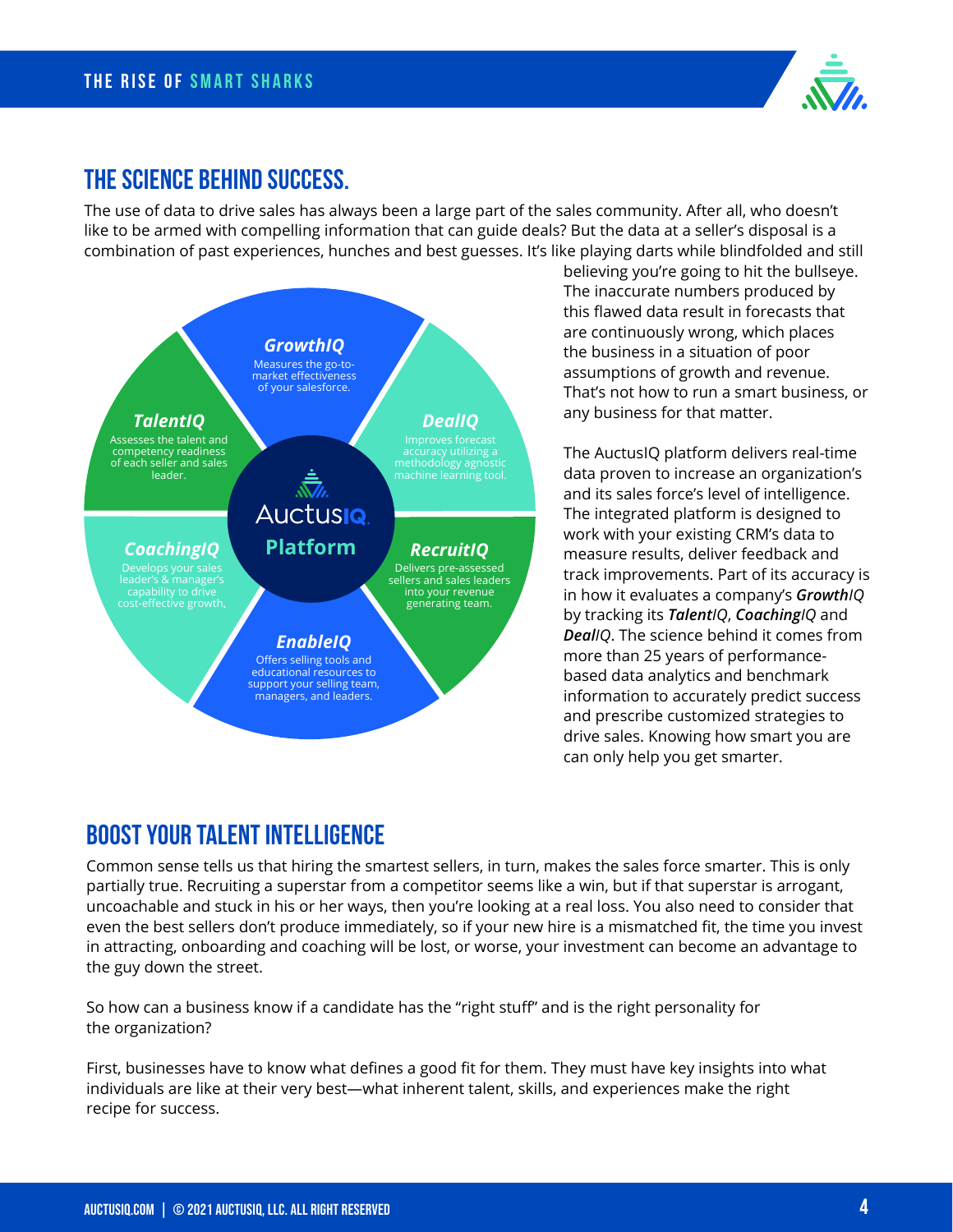## THE SCIENCE BEHIND SUCCESS.

The use of data to drive sales has always been a large part of the sales community. After all, who doesn't like to be armed with compelling information that can guide deals? But the data at a seller's disposal is a combination of past experiences, hunches and best guesses. It's like playing darts while blindfolded and still believing you're going to hit the bullseye. The inaccurate numbers produced by this flawed data result in forecasts that are continuously wrong, which places the business in a situation of poor assumptions of growth and revenue. That's not how to run a smart business, or any business for that matter.

**AuctusIQ Platform**

***GrowthIQ*** Measures the go-to-market effectiveness of your salesforce.

***DealIQ*** Improves forecast accuracy utilizing a methodology agnostic machine learning tool.

***RecruitIQ*** Delivers pre-assessed sellers and sales leaders into your revenue generating team.

***EnableIQ*** Offers selling tools and educational resources to support your selling team, managers, and leaders.

***CoachingIQ*** Develops your sales leader's & manager's capability to drive cost-effective growth,

***TalentIQ*** Assesses the talent and competency readiness of each seller and sales leader.

The AuctusIQ platform delivers real-time data proven to increase an organization's and its sales force's level of intelligence. The integrated platform is designed to work with your existing CRM's data to measure results, deliver feedback and track improvements. Part of its accuracy is in how it evaluates a company's ***Growth****IQ* by tracking its ***Talent****IQ*, ***Coaching****IQ* and ***Deal****IQ*. The science behind it comes from more than 25 years of performance-based data analytics and benchmark information to accurately predict success and prescribe customized strategies to drive sales. Knowing how smart you are can only help you get smarter.

## BOOST YOUR TALENT INTELLIGENCE

Common sense tells us that hiring the smartest sellers, in turn, makes the sales force smarter. This is only partially true. Recruiting a superstar from a competitor seems like a win, but if that superstar is arrogant, uncoachable and stuck in his or her ways, then you're looking at a real loss. You also need to consider that even the best sellers don't produce immediately, so if your new hire is a mismatched fit, the time you invest in attracting, onboarding and coaching will be lost, or worse, your investment can become an advantage to the guy down the street.

So how can a business know if a candidate has the "right stuff" and is the right personality for the organization?

First, businesses have to know what defines a good fit for them. They must have key insights into what individuals are like at their very best—what inherent talent, skills, and experiences make the right recipe for success.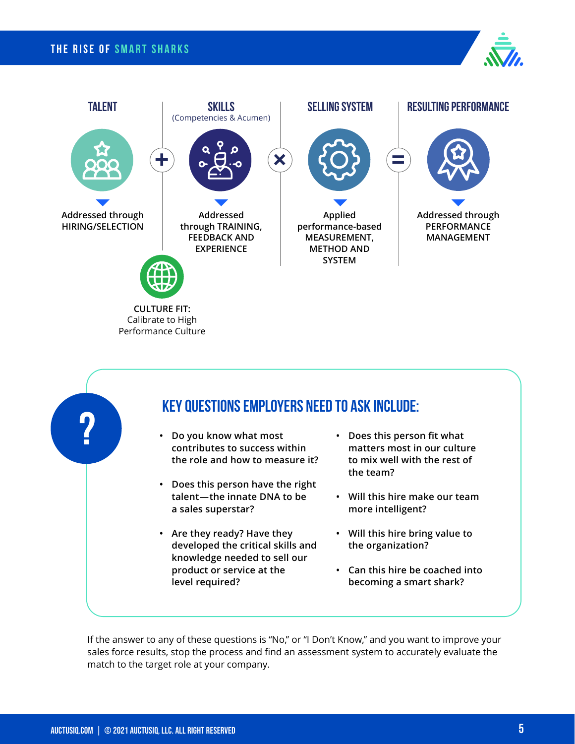### TALENT

Addressed through HIRING/SELECTION

+

### SKILLS

(Competencies & Acumen)

Addressed through TRAINING, FEEDBACK AND EXPERIENCE

×

### SELLING SYSTEM

Applied performance-based MEASUREMENT, METHOD AND SYSTEM

=

### RESULTING PERFORMANCE

Addressed through PERFORMANCE MANAGEMENT

**CULTURE FIT:**
Calibrate to High Performance Culture

## KEY QUESTIONS EMPLOYERS NEED TO ASK INCLUDE:

- Do you know what most contributes to success within the role and how to measure it?
- Does this person have the right talent—the innate DNA to be a sales superstar?
- Are they ready? Have they developed the critical skills and knowledge needed to sell our product or service at the level required?
- Does this person fit what matters most in our culture to mix well with the rest of the team?
- Will this hire make our team more intelligent?
- Will this hire bring value to the organization?
- Can this hire be coached into becoming a smart shark?

If the answer to any of these questions is "No," or "I Don't Know," and you want to improve your sales force results, stop the process and find an assessment system to accurately evaluate the match to the target role at your company.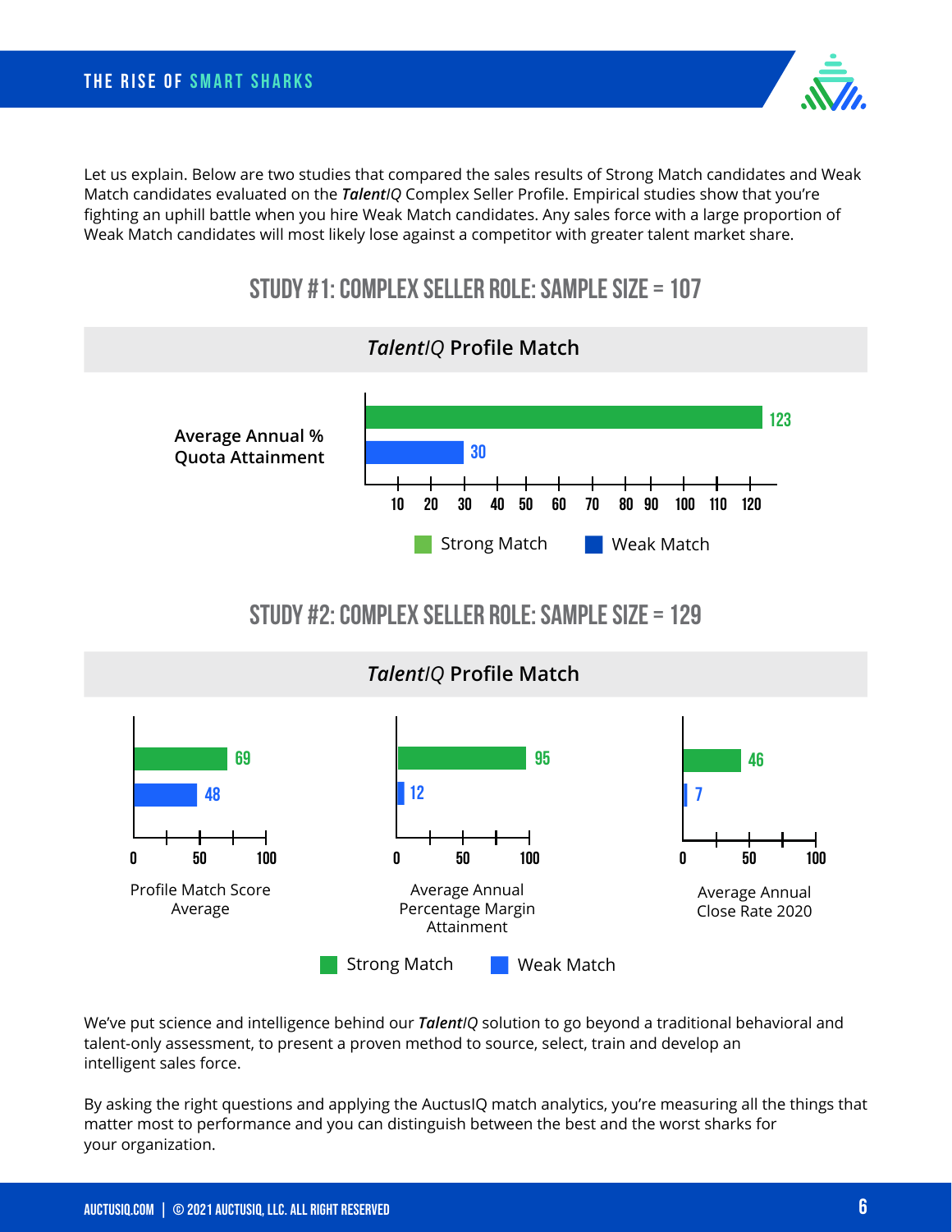Let us explain. Below are two studies that compared the sales results of Strong Match candidates and Weak Match candidates evaluated on the ***Talent****IQ* Complex Seller Profile. Empirical studies show that you're fighting an uphill battle when you hire Weak Match candidates. Any sales force with a large proportion of Weak Match candidates will most likely lose against a competitor with greater talent market share.

## STUDY #1: COMPLEX SELLER ROLE: SAMPLE SIZE = 107

### *Talent*IQ Profile Match

| | Strong Match | Weak Match |
|---|---|---|
| Average Annual % Quota Attainment | 123 | 30 |

## STUDY #2: COMPLEX SELLER ROLE: SAMPLE SIZE = 129

### *Talent*IQ Profile Match

| | Strong Match | Weak Match |
|---|---|---|
| Profile Match Score Average | 69 | 48 |
| Average Annual Percentage Margin Attainment | 95 | 12 |
| Average Annual Close Rate 2020 | 46 | 7 |

We've put science and intelligence behind our ***Talent****IQ* solution to go beyond a traditional behavioral and talent-only assessment, to present a proven method to source, select, train and develop an intelligent sales force.

By asking the right questions and applying the AuctusIQ match analytics, you're measuring all the things that matter most to performance and you can distinguish between the best and the worst sharks for your organization.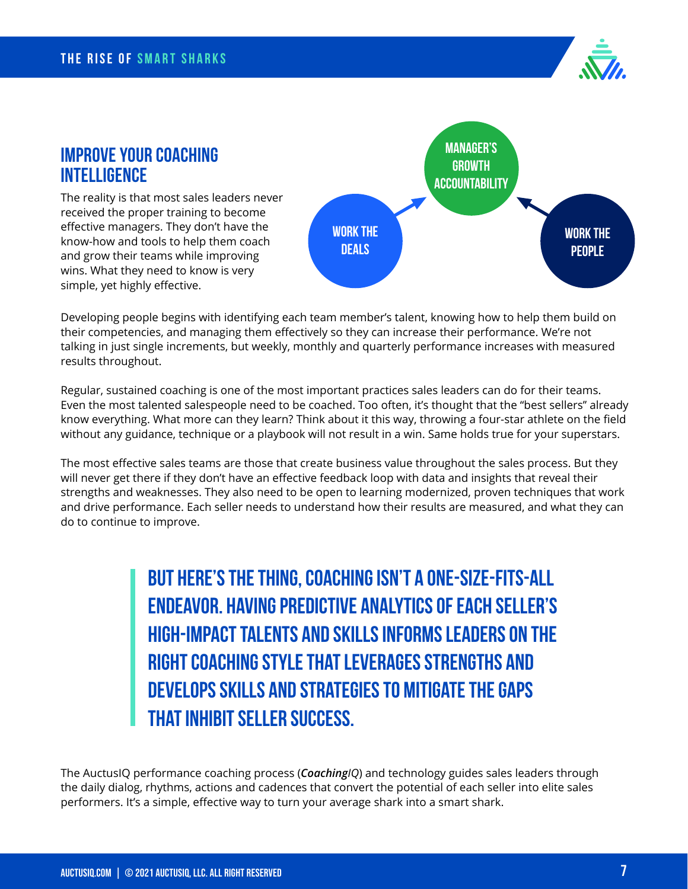## IMPROVE YOUR COACHING INTELLIGENCE

The reality is that most sales leaders never received the proper training to become effective managers. They don't have the know-how and tools to help them coach and grow their teams while improving wins. What they need to know is very simple, yet highly effective.

MANAGER'S GROWTH ACCOUNTABILITY

WORK THE DEALS

WORK THE PEOPLE

Developing people begins with identifying each team member's talent, knowing how to help them build on their competencies, and managing them effectively so they can increase their performance. We're not talking in just single increments, but weekly, monthly and quarterly performance increases with measured results throughout.

Regular, sustained coaching is one of the most important practices sales leaders can do for their teams. Even the most talented salespeople need to be coached. Too often, it's thought that the "best sellers" already know everything. What more can they learn? Think about it this way, throwing a four-star athlete on the field without any guidance, technique or a playbook will not result in a win. Same holds true for your superstars.

The most effective sales teams are those that create business value throughout the sales process. But they will never get there if they don't have an effective feedback loop with data and insights that reveal their strengths and weaknesses. They also need to be open to learning modernized, proven techniques that work and drive performance. Each seller needs to understand how their results are measured, and what they can do to continue to improve.

> **BUT HERE'S THE THING, COACHING ISN'T A ONE-SIZE-FITS-ALL ENDEAVOR. HAVING PREDICTIVE ANALYTICS OF EACH SELLER'S HIGH-IMPACT TALENTS AND SKILLS INFORMS LEADERS ON THE RIGHT COACHING STYLE THAT LEVERAGES STRENGTHS AND DEVELOPS SKILLS AND STRATEGIES TO MITIGATE THE GAPS THAT INHIBIT SELLER SUCCESS.**

The AuctusIQ performance coaching process (***Coaching****IQ*) and technology guides sales leaders through the daily dialog, rhythms, actions and cadences that convert the potential of each seller into elite sales performers. It's a simple, effective way to turn your average shark into a smart shark.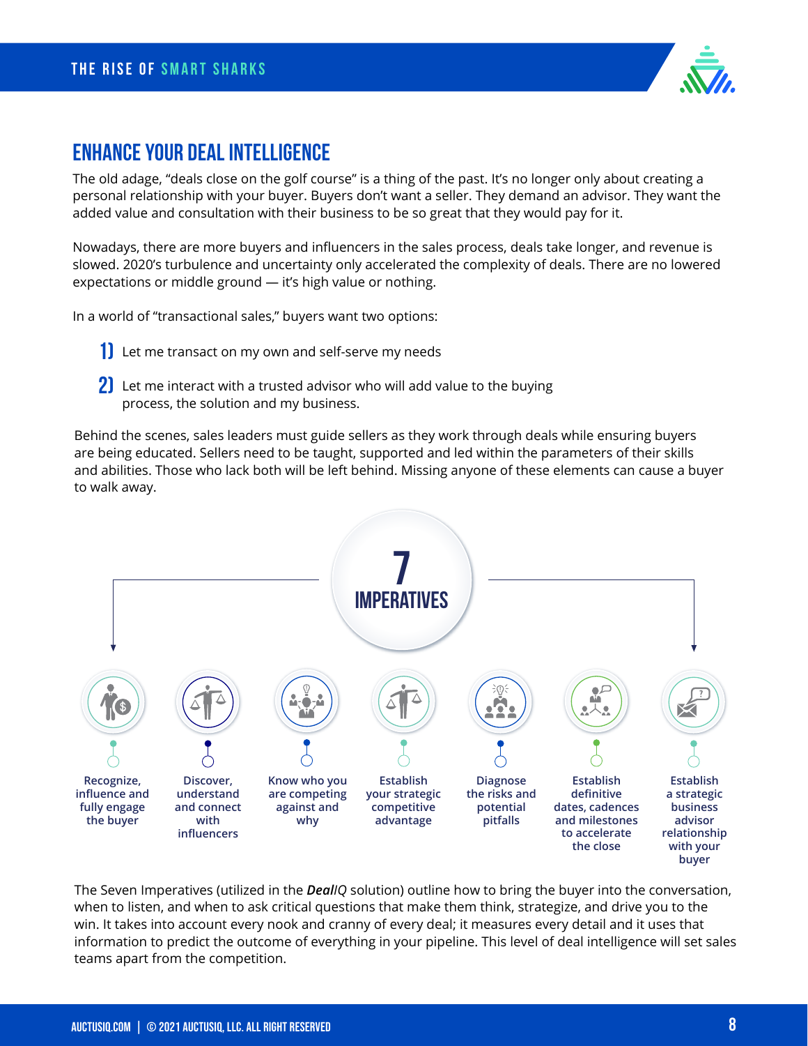## ENHANCE YOUR DEAL INTELLIGENCE

The old adage, “deals close on the golf course” is a thing of the past. It’s no longer only about creating a personal relationship with your buyer. Buyers don’t want a seller. They demand an advisor. They want the added value and consultation with their business to be so great that they would pay for it.

Nowadays, there are more buyers and influencers in the sales process, deals take longer, and revenue is slowed. 2020’s turbulence and uncertainty only accelerated the complexity of deals. There are no lowered expectations or middle ground — it’s high value or nothing.

In a world of “transactional sales,” buyers want two options:

1) Let me transact on my own and self-serve my needs

2) Let me interact with a trusted advisor who will add value to the buying process, the solution and my business.

Behind the scenes, sales leaders must guide sellers as they work through deals while ensuring buyers are being educated. Sellers need to be taught, supported and led within the parameters of their skills and abilities. Those who lack both will be left behind. Missing anyone of these elements can cause a buyer to walk away.

**7 IMPERATIVES**

- Recognize, influence and fully engage the buyer
- Discover, understand and connect with influencers
- Know who you are competing against and why
- Establish your strategic competitive advantage
- Diagnose the risks and potential pitfalls
- Establish definitive dates, cadences and milestones to accelerate the close
- Establish a strategic business advisor relationship with your buyer

The Seven Imperatives (utilized in the ***Deal****IQ* solution) outline how to bring the buyer into the conversation, when to listen, and when to ask critical questions that make them think, strategize, and drive you to the win. It takes into account every nook and cranny of every deal; it measures every detail and it uses that information to predict the outcome of everything in your pipeline. This level of deal intelligence will set sales teams apart from the competition.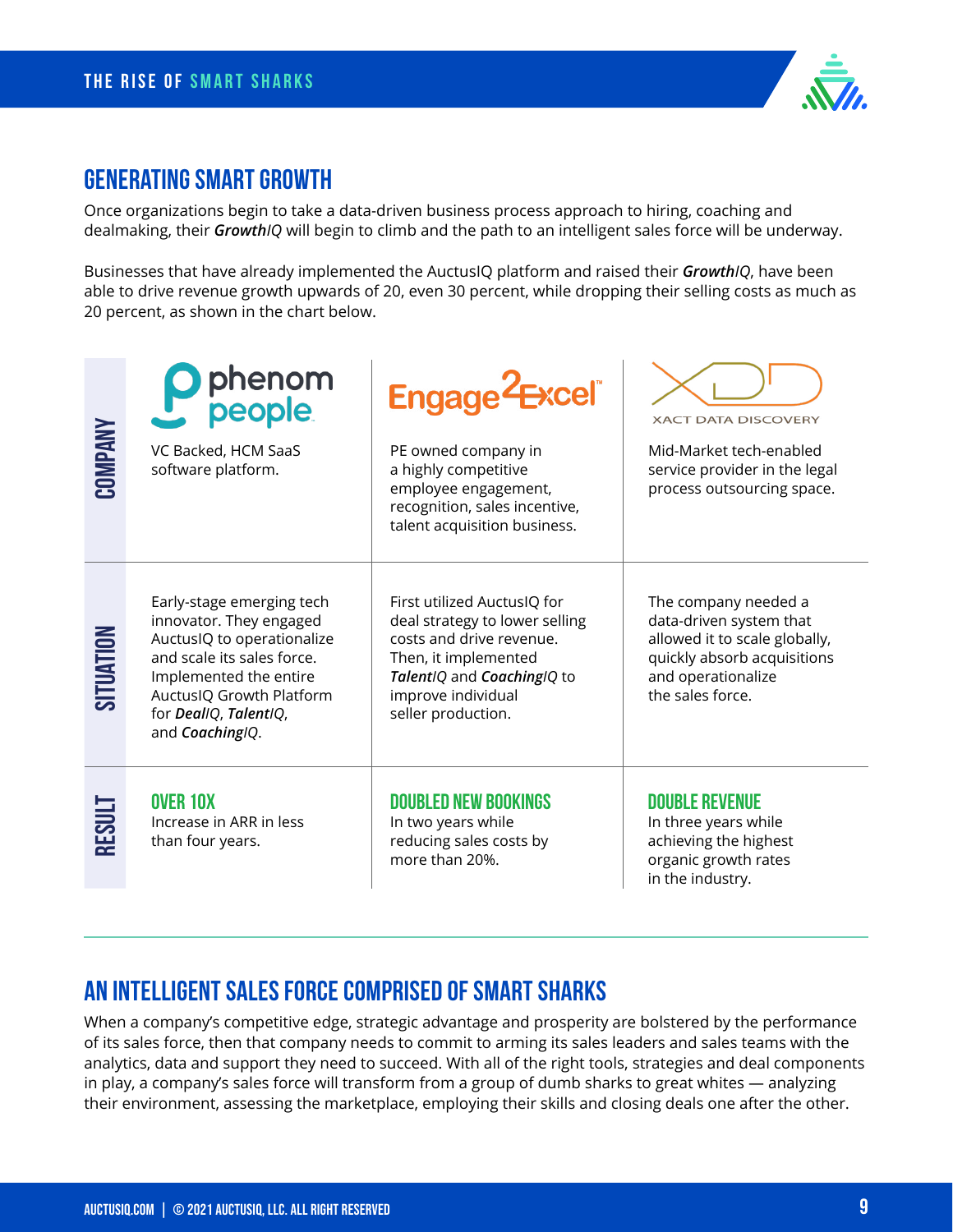## GENERATING SMART GROWTH

Once organizations begin to take a data-driven business process approach to hiring, coaching and dealmaking, their ***Growth****IQ* will begin to climb and the path to an intelligent sales force will be underway.

Businesses that have already implemented the AuctusIQ platform and raised their ***Growth****IQ*, have been able to drive revenue growth upwards of 20, even 30 percent, while dropping their selling costs as much as 20 percent, as shown in the chart below.

| | phenom people | Engage2Excel | XACT DATA DISCOVERY |
|---|---|---|---|
| **COMPANY** | VC Backed, HCM SaaS software platform. | PE owned company in a highly competitive employee engagement, recognition, sales incentive, talent acquisition business. | Mid-Market tech-enabled service provider in the legal process outsourcing space. |
| **SITUATION** | Early-stage emerging tech innovator. They engaged AuctusIQ to operationalize and scale its sales force. Implemented the entire AuctusIQ Growth Platform for ***Deal****IQ*, ***Talent****IQ*, and ***Coaching****IQ*. | First utilized AuctusIQ for deal strategy to lower selling costs and drive revenue. Then, it implemented ***Talent****IQ* and ***Coaching****IQ* to improve individual seller production. | The company needed a data-driven system that allowed it to scale globally, quickly absorb acquisitions and operationalize the sales force. |
| **RESULT** | **OVER 10X** Increase in ARR in less than four years. | **DOUBLED NEW BOOKINGS** In two years while reducing sales costs by more than 20%. | **DOUBLE REVENUE** In three years while achieving the highest organic growth rates in the industry. |

## AN INTELLIGENT SALES FORCE COMPRISED OF SMART SHARKS

When a company's competitive edge, strategic advantage and prosperity are bolstered by the performance of its sales force, then that company needs to commit to arming its sales leaders and sales teams with the analytics, data and support they need to succeed. With all of the right tools, strategies and deal components in play, a company's sales force will transform from a group of dumb sharks to great whites — analyzing their environment, assessing the marketplace, employing their skills and closing deals one after the other.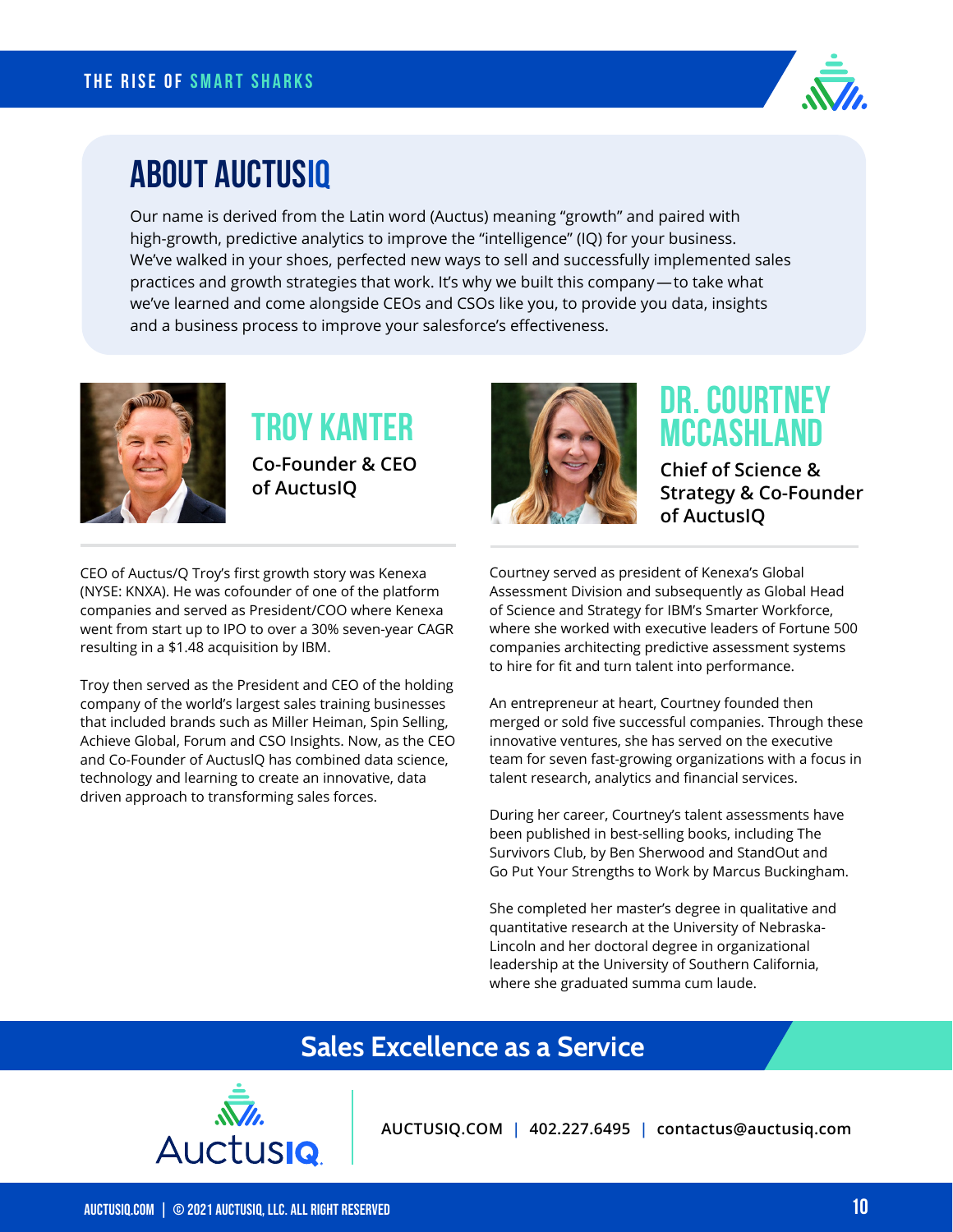## ABOUT AUCTUSIQ

Our name is derived from the Latin word (Auctus) meaning "growth" and paired with high-growth, predictive analytics to improve the "intelligence" (IQ) for your business. We've walked in your shoes, perfected new ways to sell and successfully implemented sales practices and growth strategies that work. It's why we built this company—to take what we've learned and come alongside CEOs and CSOs like you, to provide you data, insights and a business process to improve your salesforce's effectiveness.

### TROY KANTER

**Co-Founder & CEO of AuctusIQ**

CEO of Auctus/Q Troy's first growth story was Kenexa (NYSE: KNXA). He was cofounder of one of the platform companies and served as President/COO where Kenexa went from start up to IPO to over a 30% seven-year CAGR resulting in a $1.48 acquisition by IBM.

Troy then served as the President and CEO of the holding company of the world's largest sales training businesses that included brands such as Miller Heiman, Spin Selling, Achieve Global, Forum and CSO Insights. Now, as the CEO and Co-Founder of AuctusIQ has combined data science, technology and learning to create an innovative, data driven approach to transforming sales forces.

### DR. COURTNEY MCCASHLAND

**Chief of Science & Strategy & Co-Founder of AuctusIQ**

Courtney served as president of Kenexa's Global Assessment Division and subsequently as Global Head of Science and Strategy for IBM's Smarter Workforce, where she worked with executive leaders of Fortune 500 companies architecting predictive assessment systems to hire for fit and turn talent into performance.

An entrepreneur at heart, Courtney founded then merged or sold five successful companies. Through these innovative ventures, she has served on the executive team for seven fast-growing organizations with a focus in talent research, analytics and financial services.

During her career, Courtney's talent assessments have been published in best-selling books, including The Survivors Club, by Ben Sherwood and StandOut and Go Put Your Strengths to Work by Marcus Buckingham.

She completed her master's degree in qualitative and quantitative research at the University of Nebraska-Lincoln and her doctoral degree in organizational leadership at the University of Southern California, where she graduated summa cum laude.

**Sales Excellence as a Service**

AuctusIQ

AUCTUSIQ.COM | 402.227.6495 | contactus@auctusiq.com